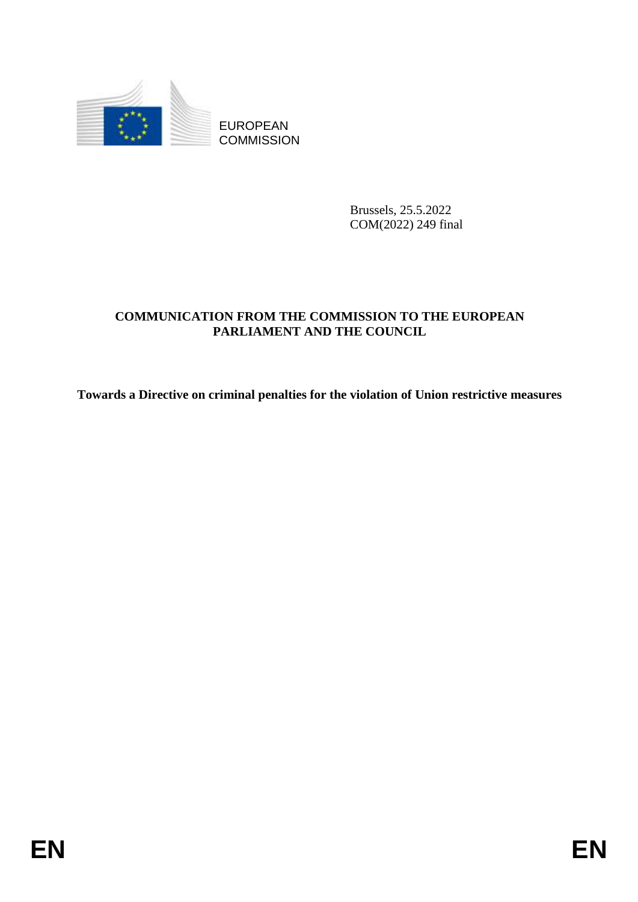EUROPEAN COMMISSION

Brussels, 25.5.2022
COM(2022) 249 final

**COMMUNICATION FROM THE COMMISSION TO THE EUROPEAN PARLIAMENT AND THE COUNCIL**

**Towards a Directive on criminal penalties for the violation of Union restrictive measures**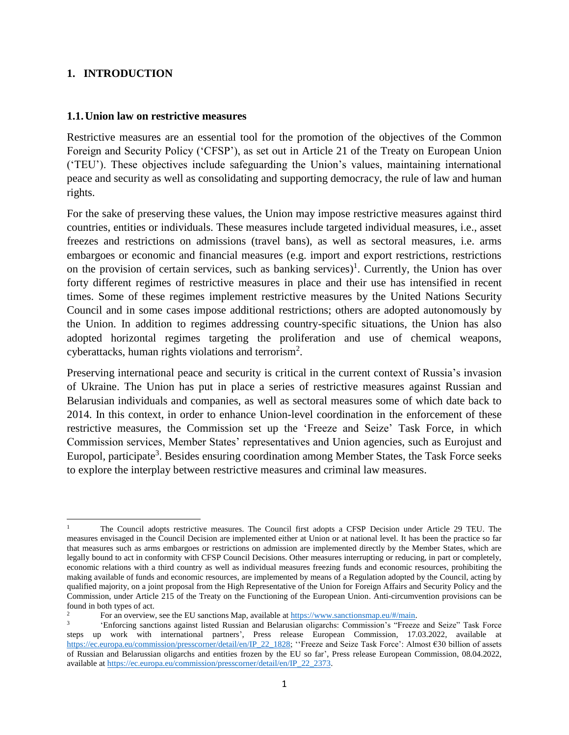# 1. INTRODUCTION

## 1.1. Union law on restrictive measures

Restrictive measures are an essential tool for the promotion of the objectives of the Common Foreign and Security Policy ('CFSP'), as set out in Article 21 of the Treaty on European Union ('TEU'). These objectives include safeguarding the Union's values, maintaining international peace and security as well as consolidating and supporting democracy, the rule of law and human rights.

For the sake of preserving these values, the Union may impose restrictive measures against third countries, entities or individuals. These measures include targeted individual measures, i.e., asset freezes and restrictions on admissions (travel bans), as well as sectoral measures, i.e. arms embargoes or economic and financial measures (e.g. import and export restrictions, restrictions on the provision of certain services, such as banking services)[1]. Currently, the Union has over forty different regimes of restrictive measures in place and their use has intensified in recent times. Some of these regimes implement restrictive measures by the United Nations Security Council and in some cases impose additional restrictions; others are adopted autonomously by the Union. In addition to regimes addressing country-specific situations, the Union has also adopted horizontal regimes targeting the proliferation and use of chemical weapons, cyberattacks, human rights violations and terrorism[2].

Preserving international peace and security is critical in the current context of Russia's invasion of Ukraine. The Union has put in place a series of restrictive measures against Russian and Belarusian individuals and companies, as well as sectoral measures some of which date back to 2014. In this context, in order to enhance Union-level coordination in the enforcement of these restrictive measures, the Commission set up the 'Freeze and Seize' Task Force, in which Commission services, Member States' representatives and Union agencies, such as Eurojust and Europol, participate[3]. Besides ensuring coordination among Member States, the Task Force seeks to explore the interplay between restrictive measures and criminal law measures.

---

[1] The Council adopts restrictive measures. The Council first adopts a CFSP Decision under Article 29 TEU. The measures envisaged in the Council Decision are implemented either at Union or at national level. It has been the practice so far that measures such as arms embargoes or restrictions on admission are implemented directly by the Member States, which are legally bound to act in conformity with CFSP Council Decisions. Other measures interrupting or reducing, in part or completely, economic relations with a third country as well as individual measures freezing funds and economic resources, prohibiting the making available of funds and economic resources, are implemented by means of a Regulation adopted by the Council, acting by qualified majority, on a joint proposal from the High Representative of the Union for Foreign Affairs and Security Policy and the Commission, under Article 215 of the Treaty on the Functioning of the European Union. Anti-circumvention provisions can be found in both types of act.

[2] For an overview, see the EU sanctions Map, available at https://www.sanctionsmap.eu/#/main.

[3] 'Enforcing sanctions against listed Russian and Belarusian oligarchs: Commission's "Freeze and Seize" Task Force steps up work with international partners', Press release European Commission, 17.03.2022, available at https://ec.europa.eu/commission/presscorner/detail/en/IP_22_1828; ''Freeze and Seize Task Force': Almost €30 billion of assets of Russian and Belarussian oligarchs and entities frozen by the EU so far', Press release European Commission, 08.04.2022, available at https://ec.europa.eu/commission/presscorner/detail/en/IP_22_2373.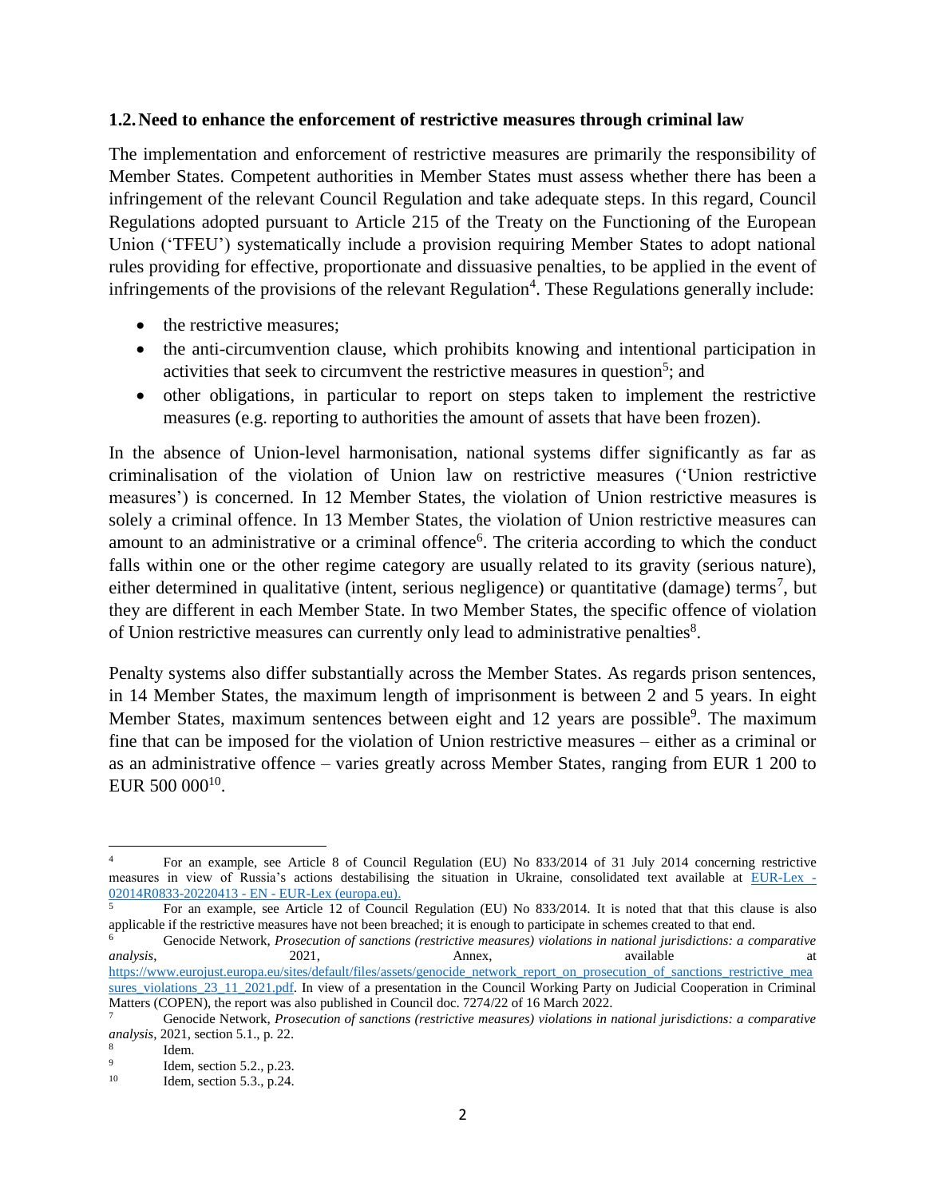## 1.2. Need to enhance the enforcement of restrictive measures through criminal law

The implementation and enforcement of restrictive measures are primarily the responsibility of Member States. Competent authorities in Member States must assess whether there has been a infringement of the relevant Council Regulation and take adequate steps. In this regard, Council Regulations adopted pursuant to Article 215 of the Treaty on the Functioning of the European Union ('TFEU') systematically include a provision requiring Member States to adopt national rules providing for effective, proportionate and dissuasive penalties, to be applied in the event of infringements of the provisions of the relevant Regulation[4]. These Regulations generally include:

- the restrictive measures;
- the anti-circumvention clause, which prohibits knowing and intentional participation in activities that seek to circumvent the restrictive measures in question[5]; and
- other obligations, in particular to report on steps taken to implement the restrictive measures (e.g. reporting to authorities the amount of assets that have been frozen).

In the absence of Union-level harmonisation, national systems differ significantly as far as criminalisation of the violation of Union law on restrictive measures ('Union restrictive measures') is concerned. In 12 Member States, the violation of Union restrictive measures is solely a criminal offence. In 13 Member States, the violation of Union restrictive measures can amount to an administrative or a criminal offence[6]. The criteria according to which the conduct falls within one or the other regime category are usually related to its gravity (serious nature), either determined in qualitative (intent, serious negligence) or quantitative (damage) terms[7], but they are different in each Member State. In two Member States, the specific offence of violation of Union restrictive measures can currently only lead to administrative penalties[8].

Penalty systems also differ substantially across the Member States. As regards prison sentences, in 14 Member States, the maximum length of imprisonment is between 2 and 5 years. In eight Member States, maximum sentences between eight and 12 years are possible[9]. The maximum fine that can be imposed for the violation of Union restrictive measures – either as a criminal or as an administrative offence – varies greatly across Member States, ranging from EUR 1 200 to EUR 500 000[10].

---

[4] For an example, see Article 8 of Council Regulation (EU) No 833/2014 of 31 July 2014 concerning restrictive measures in view of Russia's actions destabilising the situation in Ukraine, consolidated text available at EUR-Lex - 02014R0833-20220413 - EN - EUR-Lex (europa.eu).

[5] For an example, see Article 12 of Council Regulation (EU) No 833/2014. It is noted that that this clause is also applicable if the restrictive measures have not been breached; it is enough to participate in schemes created to that end.

[6] Genocide Network, *Prosecution of sanctions (restrictive measures) violations in national jurisdictions: a comparative analysis*, 2021, Annex, available at https://www.eurojust.europa.eu/sites/default/files/assets/genocide_network_report_on_prosecution_of_sanctions_restrictive_measures_violations_23_11_2021.pdf. In view of a presentation in the Council Working Party on Judicial Cooperation in Criminal Matters (COPEN), the report was also published in Council doc. 7274/22 of 16 March 2022.

[7] Genocide Network, *Prosecution of sanctions (restrictive measures) violations in national jurisdictions: a comparative analysis*, 2021, section 5.1., p. 22.

[8] Idem.

[9] Idem, section 5.2., p.23.

[10] Idem, section 5.3., p.24.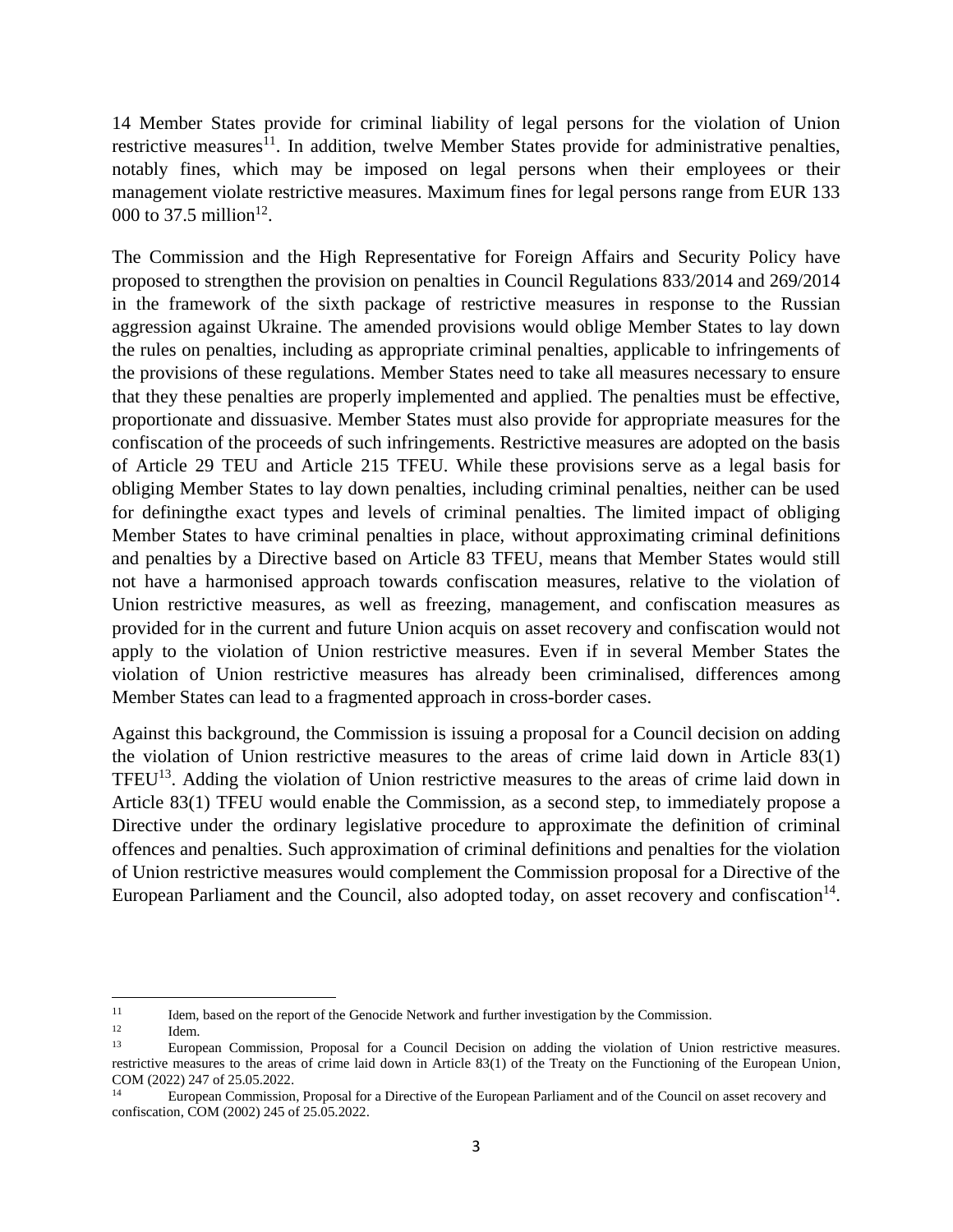14 Member States provide for criminal liability of legal persons for the violation of Union restrictive measures[11]. In addition, twelve Member States provide for administrative penalties, notably fines, which may be imposed on legal persons when their employees or their management violate restrictive measures. Maximum fines for legal persons range from EUR 133 000 to 37.5 million[12].

The Commission and the High Representative for Foreign Affairs and Security Policy have proposed to strengthen the provision on penalties in Council Regulations 833/2014 and 269/2014 in the framework of the sixth package of restrictive measures in response to the Russian aggression against Ukraine. The amended provisions would oblige Member States to lay down the rules on penalties, including as appropriate criminal penalties, applicable to infringements of the provisions of these regulations. Member States need to take all measures necessary to ensure that they these penalties are properly implemented and applied. The penalties must be effective, proportionate and dissuasive. Member States must also provide for appropriate measures for the confiscation of the proceeds of such infringements. Restrictive measures are adopted on the basis of Article 29 TEU and Article 215 TFEU. While these provisions serve as a legal basis for obliging Member States to lay down penalties, including criminal penalties, neither can be used for definingthe exact types and levels of criminal penalties. The limited impact of obliging Member States to have criminal penalties in place, without approximating criminal definitions and penalties by a Directive based on Article 83 TFEU, means that Member States would still not have a harmonised approach towards confiscation measures, relative to the violation of Union restrictive measures, as well as freezing, management, and confiscation measures as provided for in the current and future Union acquis on asset recovery and confiscation would not apply to the violation of Union restrictive measures. Even if in several Member States the violation of Union restrictive measures has already been criminalised, differences among Member States can lead to a fragmented approach in cross-border cases.

Against this background, the Commission is issuing a proposal for a Council decision on adding the violation of Union restrictive measures to the areas of crime laid down in Article 83(1) TFEU[13]. Adding the violation of Union restrictive measures to the areas of crime laid down in Article 83(1) TFEU would enable the Commission, as a second step, to immediately propose a Directive under the ordinary legislative procedure to approximate the definition of criminal offences and penalties. Such approximation of criminal definitions and penalties for the violation of Union restrictive measures would complement the Commission proposal for a Directive of the European Parliament and the Council, also adopted today, on asset recovery and confiscation[14].

---

[11] Idem, based on the report of the Genocide Network and further investigation by the Commission.

[12] Idem.

[13] European Commission, Proposal for a Council Decision on adding the violation of Union restrictive measures. restrictive measures to the areas of crime laid down in Article 83(1) of the Treaty on the Functioning of the European Union, COM (2022) 247 of 25.05.2022.

[14] European Commission, Proposal for a Directive of the European Parliament and of the Council on asset recovery and confiscation, COM (2002) 245 of 25.05.2022.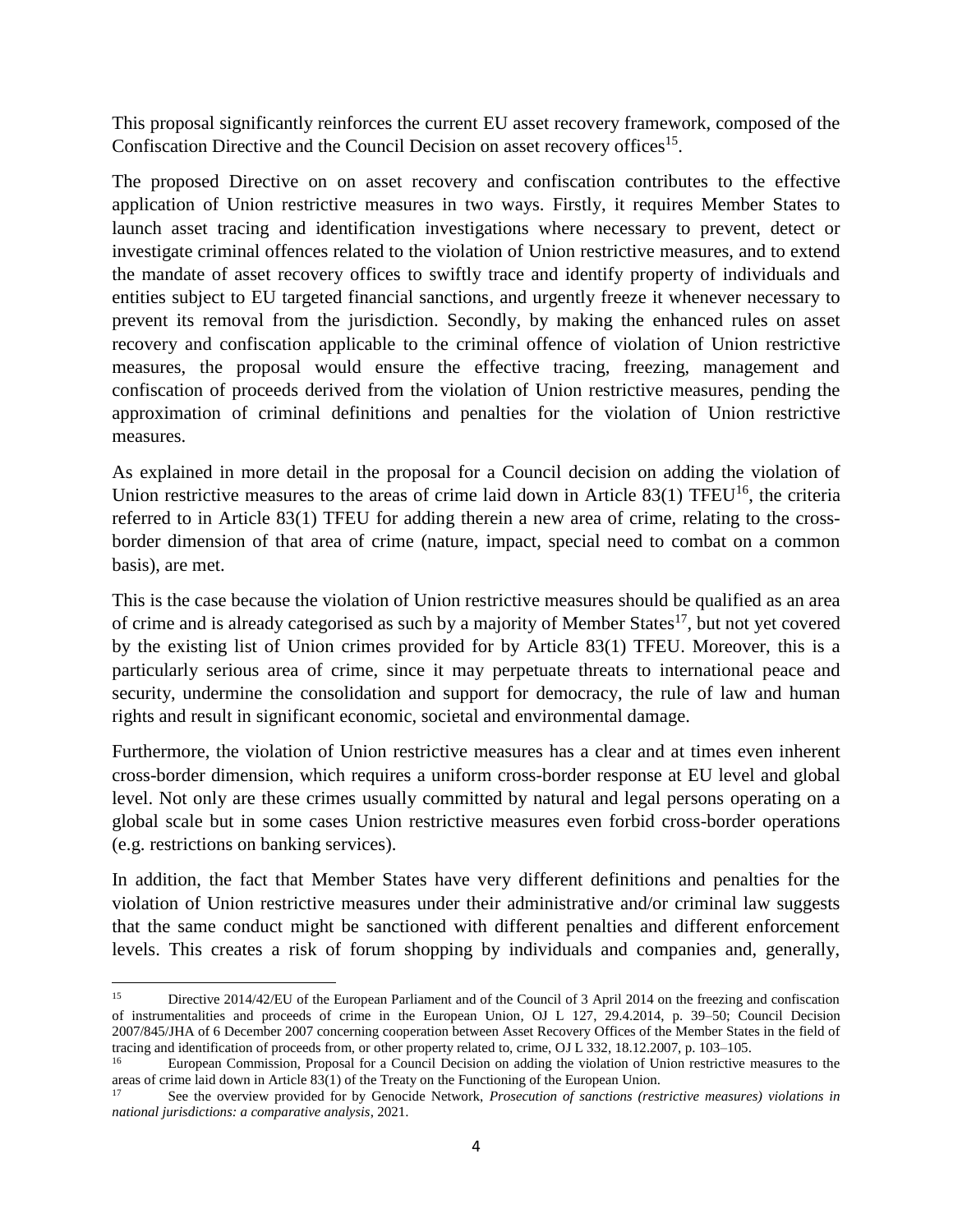This proposal significantly reinforces the current EU asset recovery framework, composed of the Confiscation Directive and the Council Decision on asset recovery offices[15].

The proposed Directive on on asset recovery and confiscation contributes to the effective application of Union restrictive measures in two ways. Firstly, it requires Member States to launch asset tracing and identification investigations where necessary to prevent, detect or investigate criminal offences related to the violation of Union restrictive measures, and to extend the mandate of asset recovery offices to swiftly trace and identify property of individuals and entities subject to EU targeted financial sanctions, and urgently freeze it whenever necessary to prevent its removal from the jurisdiction. Secondly, by making the enhanced rules on asset recovery and confiscation applicable to the criminal offence of violation of Union restrictive measures, the proposal would ensure the effective tracing, freezing, management and confiscation of proceeds derived from the violation of Union restrictive measures, pending the approximation of criminal definitions and penalties for the violation of Union restrictive measures.

As explained in more detail in the proposal for a Council decision on adding the violation of Union restrictive measures to the areas of crime laid down in Article 83(1) TFEU[16], the criteria referred to in Article 83(1) TFEU for adding therein a new area of crime, relating to the cross-border dimension of that area of crime (nature, impact, special need to combat on a common basis), are met.

This is the case because the violation of Union restrictive measures should be qualified as an area of crime and is already categorised as such by a majority of Member States[17], but not yet covered by the existing list of Union crimes provided for by Article 83(1) TFEU. Moreover, this is a particularly serious area of crime, since it may perpetuate threats to international peace and security, undermine the consolidation and support for democracy, the rule of law and human rights and result in significant economic, societal and environmental damage.

Furthermore, the violation of Union restrictive measures has a clear and at times even inherent cross-border dimension, which requires a uniform cross-border response at EU level and global level. Not only are these crimes usually committed by natural and legal persons operating on a global scale but in some cases Union restrictive measures even forbid cross-border operations (e.g. restrictions on banking services).

In addition, the fact that Member States have very different definitions and penalties for the violation of Union restrictive measures under their administrative and/or criminal law suggests that the same conduct might be sanctioned with different penalties and different enforcement levels. This creates a risk of forum shopping by individuals and companies and, generally,

---

[15] Directive 2014/42/EU of the European Parliament and of the Council of 3 April 2014 on the freezing and confiscation of instrumentalities and proceeds of crime in the European Union, OJ L 127, 29.4.2014, p. 39–50; Council Decision 2007/845/JHA of 6 December 2007 concerning cooperation between Asset Recovery Offices of the Member States in the field of tracing and identification of proceeds from, or other property related to, crime, OJ L 332, 18.12.2007, p. 103–105.

[16] European Commission, Proposal for a Council Decision on adding the violation of Union restrictive measures to the areas of crime laid down in Article 83(1) of the Treaty on the Functioning of the European Union.

[17] See the overview provided for by Genocide Network, *Prosecution of sanctions (restrictive measures) violations in national jurisdictions: a comparative analysis*, 2021.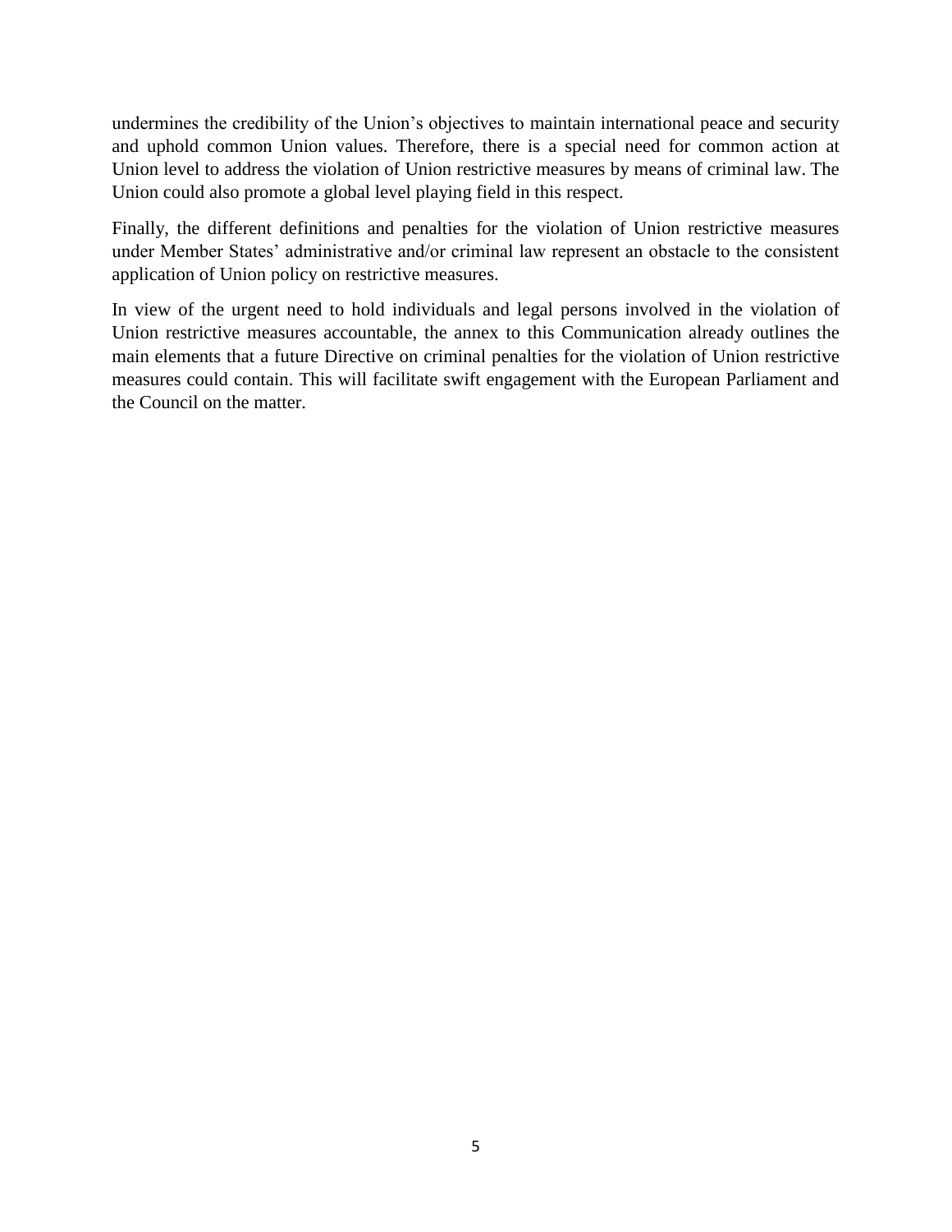undermines the credibility of the Union's objectives to maintain international peace and security and uphold common Union values. Therefore, there is a special need for common action at Union level to address the violation of Union restrictive measures by means of criminal law. The Union could also promote a global level playing field in this respect.

Finally, the different definitions and penalties for the violation of Union restrictive measures under Member States' administrative and/or criminal law represent an obstacle to the consistent application of Union policy on restrictive measures.

In view of the urgent need to hold individuals and legal persons involved in the violation of Union restrictive measures accountable, the annex to this Communication already outlines the main elements that a future Directive on criminal penalties for the violation of Union restrictive measures could contain. This will facilitate swift engagement with the European Parliament and the Council on the matter.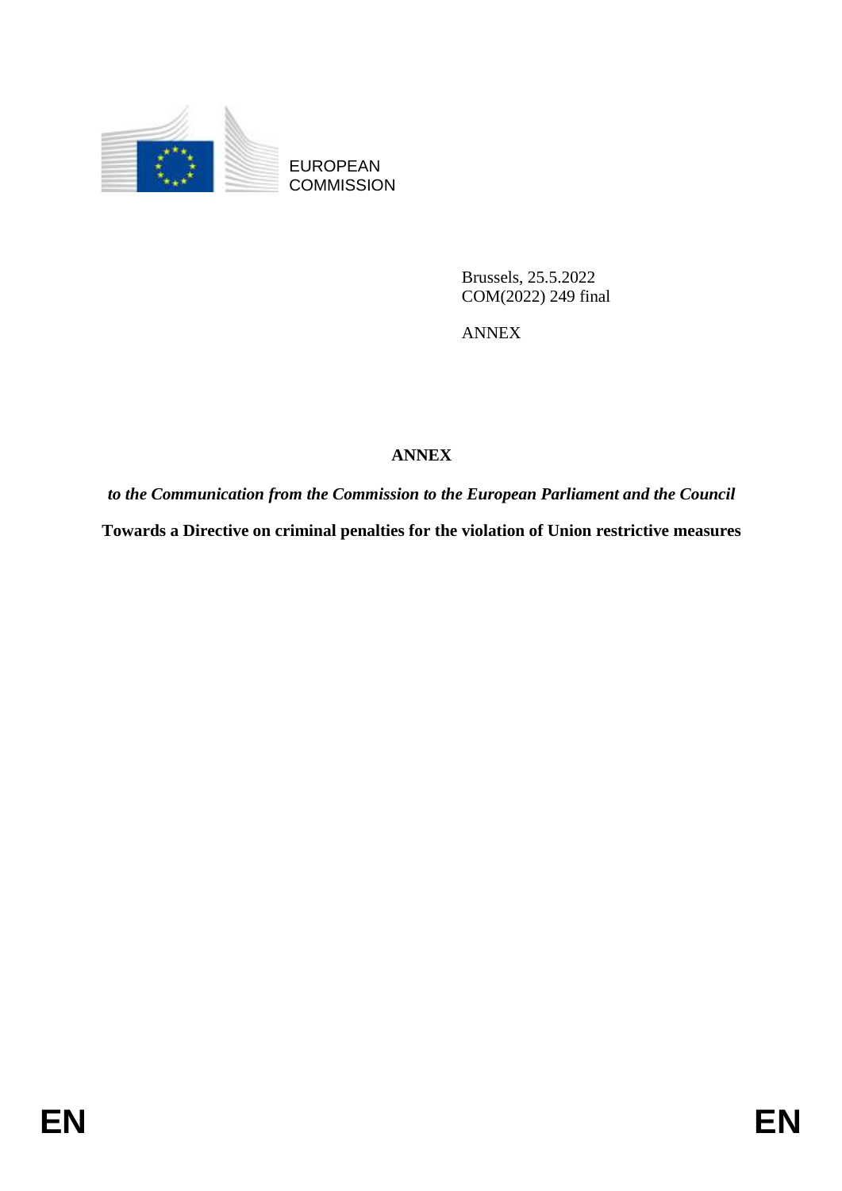EUROPEAN COMMISSION

Brussels, 25.5.2022
COM(2022) 249 final

ANNEX

**ANNEX**

***to the Communication from the Commission to the European Parliament and the Council***

**Towards a Directive on criminal penalties for the violation of Union restrictive measures**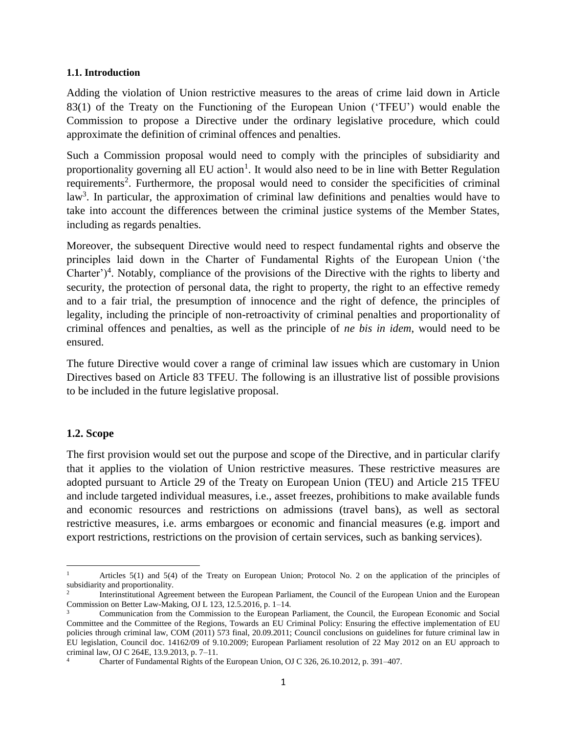### 1.1. Introduction

Adding the violation of Union restrictive measures to the areas of crime laid down in Article 83(1) of the Treaty on the Functioning of the European Union ('TFEU') would enable the Commission to propose a Directive under the ordinary legislative procedure, which could approximate the definition of criminal offences and penalties.

Such a Commission proposal would need to comply with the principles of subsidiarity and proportionality governing all EU action[1]. It would also need to be in line with Better Regulation requirements[2]. Furthermore, the proposal would need to consider the specificities of criminal law[3]. In particular, the approximation of criminal law definitions and penalties would have to take into account the differences between the criminal justice systems of the Member States, including as regards penalties.

Moreover, the subsequent Directive would need to respect fundamental rights and observe the principles laid down in the Charter of Fundamental Rights of the European Union ('the Charter')[4]. Notably, compliance of the provisions of the Directive with the rights to liberty and security, the protection of personal data, the right to property, the right to an effective remedy and to a fair trial, the presumption of innocence and the right of defence, the principles of legality, including the principle of non-retroactivity of criminal penalties and proportionality of criminal offences and penalties, as well as the principle of *ne bis in idem*, would need to be ensured.

The future Directive would cover a range of criminal law issues which are customary in Union Directives based on Article 83 TFEU. The following is an illustrative list of possible provisions to be included in the future legislative proposal.

### 1.2. Scope

The first provision would set out the purpose and scope of the Directive, and in particular clarify that it applies to the violation of Union restrictive measures. These restrictive measures are adopted pursuant to Article 29 of the Treaty on European Union (TEU) and Article 215 TFEU and include targeted individual measures, i.e., asset freezes, prohibitions to make available funds and economic resources and restrictions on admissions (travel bans), as well as sectoral restrictive measures, i.e. arms embargoes or economic and financial measures (e.g. import and export restrictions, restrictions on the provision of certain services, such as banking services).

---

[1] Articles 5(1) and 5(4) of the Treaty on European Union; Protocol No. 2 on the application of the principles of subsidiarity and proportionality.

[2] Interinstitutional Agreement between the European Parliament, the Council of the European Union and the European Commission on Better Law-Making, OJ L 123, 12.5.2016, p. 1–14.

[3] Communication from the Commission to the European Parliament, the Council, the European Economic and Social Committee and the Committee of the Regions, Towards an EU Criminal Policy: Ensuring the effective implementation of EU policies through criminal law, COM (2011) 573 final, 20.09.2011; Council conclusions on guidelines for future criminal law in EU legislation, Council doc. 14162/09 of 9.10.2009; European Parliament resolution of 22 May 2012 on an EU approach to criminal law, OJ C 264E, 13.9.2013, p. 7–11.

[4] Charter of Fundamental Rights of the European Union, OJ C 326, 26.10.2012, p. 391–407.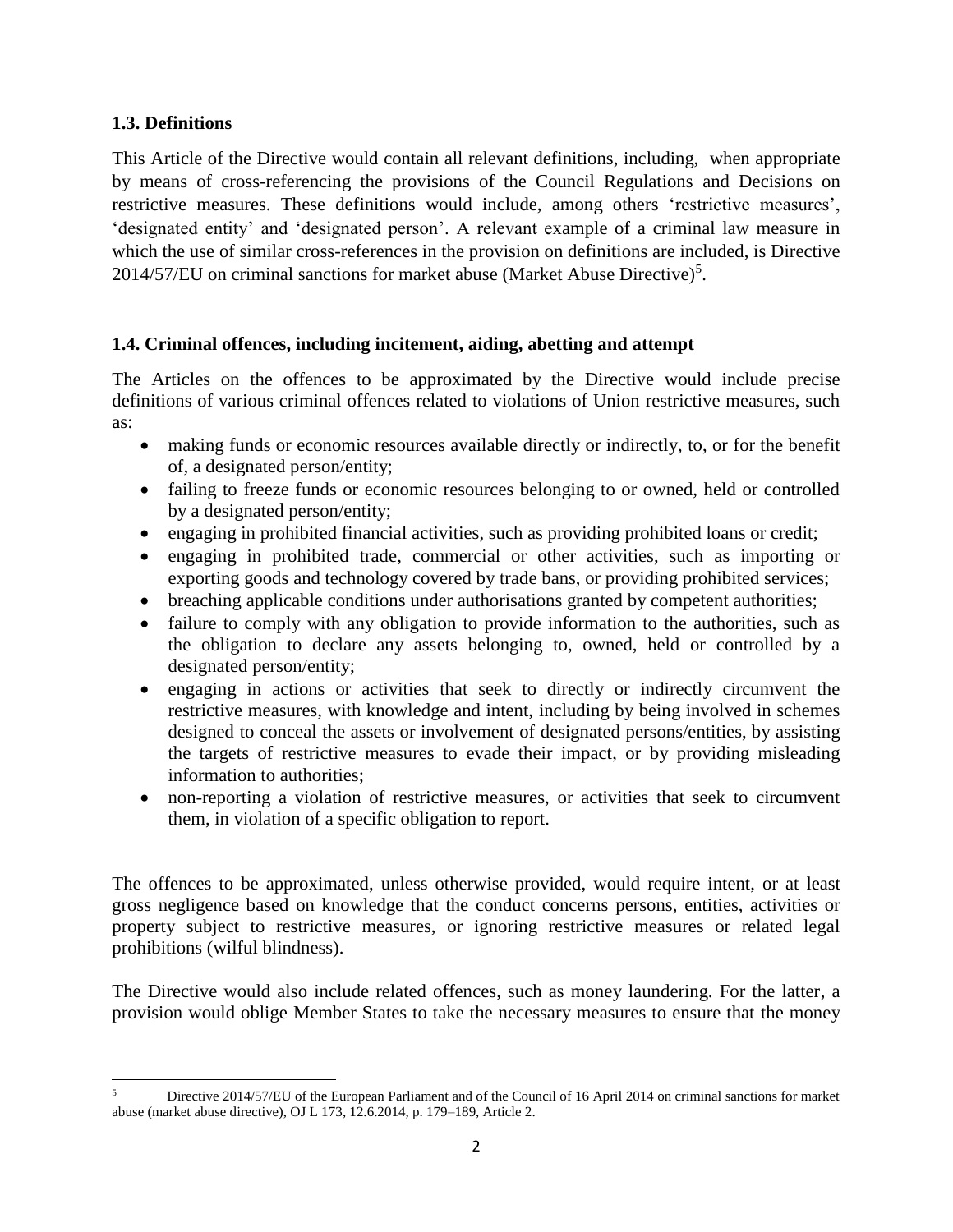### 1.3. Definitions

This Article of the Directive would contain all relevant definitions, including, when appropriate by means of cross-referencing the provisions of the Council Regulations and Decisions on restrictive measures. These definitions would include, among others 'restrictive measures', 'designated entity' and 'designated person'. A relevant example of a criminal law measure in which the use of similar cross-references in the provision on definitions are included, is Directive 2014/57/EU on criminal sanctions for market abuse (Market Abuse Directive)[5].

### 1.4. Criminal offences, including incitement, aiding, abetting and attempt

The Articles on the offences to be approximated by the Directive would include precise definitions of various criminal offences related to violations of Union restrictive measures, such as:

- making funds or economic resources available directly or indirectly, to, or for the benefit of, a designated person/entity;
- failing to freeze funds or economic resources belonging to or owned, held or controlled by a designated person/entity;
- engaging in prohibited financial activities, such as providing prohibited loans or credit;
- engaging in prohibited trade, commercial or other activities, such as importing or exporting goods and technology covered by trade bans, or providing prohibited services;
- breaching applicable conditions under authorisations granted by competent authorities;
- failure to comply with any obligation to provide information to the authorities, such as the obligation to declare any assets belonging to, owned, held or controlled by a designated person/entity;
- engaging in actions or activities that seek to directly or indirectly circumvent the restrictive measures, with knowledge and intent, including by being involved in schemes designed to conceal the assets or involvement of designated persons/entities, by assisting the targets of restrictive measures to evade their impact, or by providing misleading information to authorities;
- non-reporting a violation of restrictive measures, or activities that seek to circumvent them, in violation of a specific obligation to report.

The offences to be approximated, unless otherwise provided, would require intent, or at least gross negligence based on knowledge that the conduct concerns persons, entities, activities or property subject to restrictive measures, or ignoring restrictive measures or related legal prohibitions (wilful blindness).

The Directive would also include related offences, such as money laundering. For the latter, a provision would oblige Member States to take the necessary measures to ensure that the money

[5] Directive 2014/57/EU of the European Parliament and of the Council of 16 April 2014 on criminal sanctions for market abuse (market abuse directive), OJ L 173, 12.6.2014, p. 179–189, Article 2.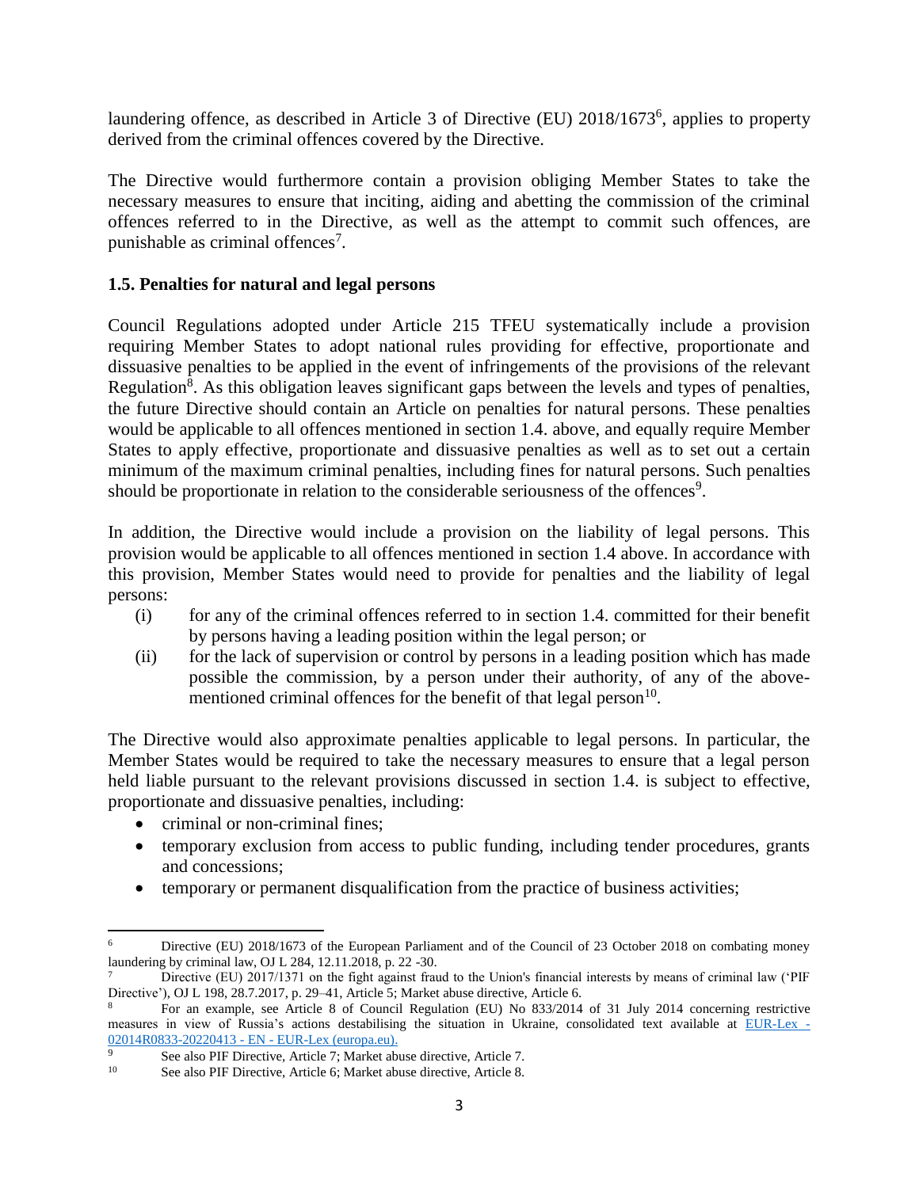laundering offence, as described in Article 3 of Directive (EU) 2018/1673[6], applies to property derived from the criminal offences covered by the Directive.

The Directive would furthermore contain a provision obliging Member States to take the necessary measures to ensure that inciting, aiding and abetting the commission of the criminal offences referred to in the Directive, as well as the attempt to commit such offences, are punishable as criminal offences[7].

### 1.5. Penalties for natural and legal persons

Council Regulations adopted under Article 215 TFEU systematically include a provision requiring Member States to adopt national rules providing for effective, proportionate and dissuasive penalties to be applied in the event of infringements of the provisions of the relevant Regulation[8]. As this obligation leaves significant gaps between the levels and types of penalties, the future Directive should contain an Article on penalties for natural persons. These penalties would be applicable to all offences mentioned in section 1.4. above, and equally require Member States to apply effective, proportionate and dissuasive penalties as well as to set out a certain minimum of the maximum criminal penalties, including fines for natural persons. Such penalties should be proportionate in relation to the considerable seriousness of the offences[9].

In addition, the Directive would include a provision on the liability of legal persons. This provision would be applicable to all offences mentioned in section 1.4 above. In accordance with this provision, Member States would need to provide for penalties and the liability of legal persons:

(i) for any of the criminal offences referred to in section 1.4. committed for their benefit by persons having a leading position within the legal person; or

(ii) for the lack of supervision or control by persons in a leading position which has made possible the commission, by a person under their authority, of any of the above-mentioned criminal offences for the benefit of that legal person[10].

The Directive would also approximate penalties applicable to legal persons. In particular, the Member States would be required to take the necessary measures to ensure that a legal person held liable pursuant to the relevant provisions discussed in section 1.4. is subject to effective, proportionate and dissuasive penalties, including:

- criminal or non-criminal fines;
- temporary exclusion from access to public funding, including tender procedures, grants and concessions;
- temporary or permanent disqualification from the practice of business activities;

---

[6] Directive (EU) 2018/1673 of the European Parliament and of the Council of 23 October 2018 on combating money laundering by criminal law, OJ L 284, 12.11.2018, p. 22 -30.

[7] Directive (EU) 2017/1371 on the fight against fraud to the Union's financial interests by means of criminal law ('PIF Directive'), OJ L 198, 28.7.2017, p. 29–41, Article 5; Market abuse directive, Article 6.

[8] For an example, see Article 8 of Council Regulation (EU) No 833/2014 of 31 July 2014 concerning restrictive measures in view of Russia's actions destabilising the situation in Ukraine, consolidated text available at EUR-Lex - 02014R0833-20220413 - EN - EUR-Lex (europa.eu).

[9] See also PIF Directive, Article 7; Market abuse directive, Article 7.

[10] See also PIF Directive, Article 6; Market abuse directive, Article 8.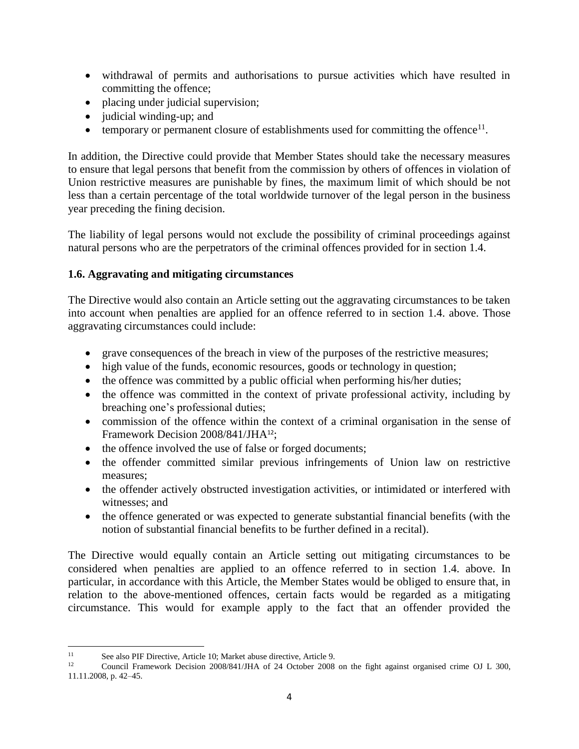- withdrawal of permits and authorisations to pursue activities which have resulted in committing the offence;
- placing under judicial supervision;
- judicial winding-up; and
- temporary or permanent closure of establishments used for committing the offence[11].

In addition, the Directive could provide that Member States should take the necessary measures to ensure that legal persons that benefit from the commission by others of offences in violation of Union restrictive measures are punishable by fines, the maximum limit of which should be not less than a certain percentage of the total worldwide turnover of the legal person in the business year preceding the fining decision.

The liability of legal persons would not exclude the possibility of criminal proceedings against natural persons who are the perpetrators of the criminal offences provided for in section 1.4.

**1.6. Aggravating and mitigating circumstances**

The Directive would also contain an Article setting out the aggravating circumstances to be taken into account when penalties are applied for an offence referred to in section 1.4. above. Those aggravating circumstances could include:

- grave consequences of the breach in view of the purposes of the restrictive measures;
- high value of the funds, economic resources, goods or technology in question;
- the offence was committed by a public official when performing his/her duties;
- the offence was committed in the context of private professional activity, including by breaching one's professional duties;
- commission of the offence within the context of a criminal organisation in the sense of Framework Decision 2008/841/JHA[12];
- the offence involved the use of false or forged documents;
- the offender committed similar previous infringements of Union law on restrictive measures;
- the offender actively obstructed investigation activities, or intimidated or interfered with witnesses; and
- the offence generated or was expected to generate substantial financial benefits (with the notion of substantial financial benefits to be further defined in a recital).

The Directive would equally contain an Article setting out mitigating circumstances to be considered when penalties are applied to an offence referred to in section 1.4. above. In particular, in accordance with this Article, the Member States would be obliged to ensure that, in relation to the above-mentioned offences, certain facts would be regarded as a mitigating circumstance. This would for example apply to the fact that an offender provided the

---

[11] See also PIF Directive, Article 10; Market abuse directive, Article 9.

[12] Council Framework Decision 2008/841/JHA of 24 October 2008 on the fight against organised crime OJ L 300, 11.11.2008, p. 42–45.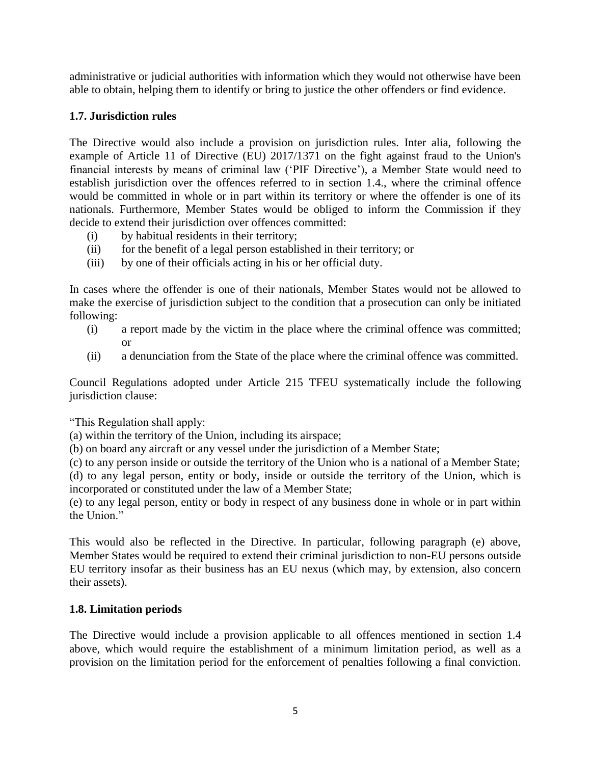administrative or judicial authorities with information which they would not otherwise have been able to obtain, helping them to identify or bring to justice the other offenders or find evidence.

### 1.7. Jurisdiction rules

The Directive would also include a provision on jurisdiction rules. Inter alia, following the example of Article 11 of Directive (EU) 2017/1371 on the fight against fraud to the Union's financial interests by means of criminal law ('PIF Directive'), a Member State would need to establish jurisdiction over the offences referred to in section 1.4., where the criminal offence would be committed in whole or in part within its territory or where the offender is one of its nationals. Furthermore, Member States would be obliged to inform the Commission if they decide to extend their jurisdiction over offences committed:

(i) by habitual residents in their territory;
(ii) for the benefit of a legal person established in their territory; or
(iii) by one of their officials acting in his or her official duty.

In cases where the offender is one of their nationals, Member States would not be allowed to make the exercise of jurisdiction subject to the condition that a prosecution can only be initiated following:

(i) a report made by the victim in the place where the criminal offence was committed; or
(ii) a denunciation from the State of the place where the criminal offence was committed.

Council Regulations adopted under Article 215 TFEU systematically include the following jurisdiction clause:

"This Regulation shall apply:
(a) within the territory of the Union, including its airspace;
(b) on board any aircraft or any vessel under the jurisdiction of a Member State;
(c) to any person inside or outside the territory of the Union who is a national of a Member State;
(d) to any legal person, entity or body, inside or outside the territory of the Union, which is incorporated or constituted under the law of a Member State;
(e) to any legal person, entity or body in respect of any business done in whole or in part within the Union."

This would also be reflected in the Directive. In particular, following paragraph (e) above, Member States would be required to extend their criminal jurisdiction to non-EU persons outside EU territory insofar as their business has an EU nexus (which may, by extension, also concern their assets).

### 1.8. Limitation periods

The Directive would include a provision applicable to all offences mentioned in section 1.4 above, which would require the establishment of a minimum limitation period, as well as a provision on the limitation period for the enforcement of penalties following a final conviction.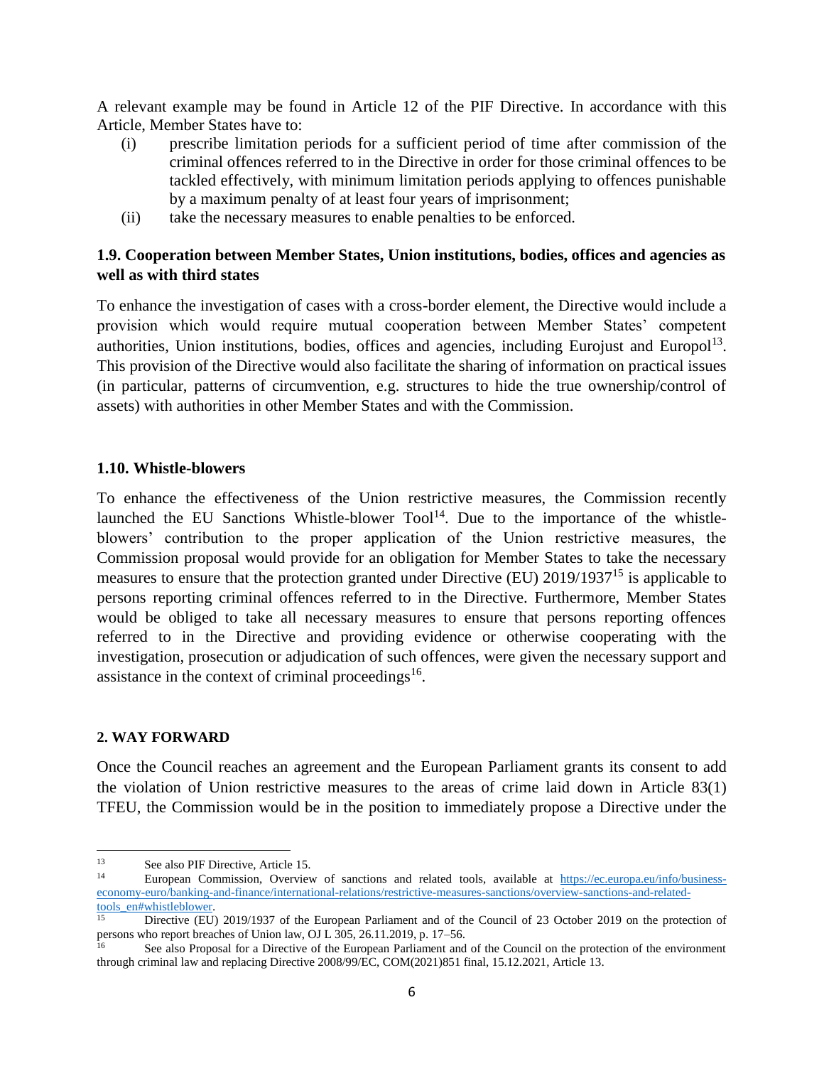A relevant example may be found in Article 12 of the PIF Directive. In accordance with this Article, Member States have to:

(i) prescribe limitation periods for a sufficient period of time after commission of the criminal offences referred to in the Directive in order for those criminal offences to be tackled effectively, with minimum limitation periods applying to offences punishable by a maximum penalty of at least four years of imprisonment;

(ii) take the necessary measures to enable penalties to be enforced.

### 1.9. Cooperation between Member States, Union institutions, bodies, offices and agencies as well as with third states

To enhance the investigation of cases with a cross-border element, the Directive would include a provision which would require mutual cooperation between Member States' competent authorities, Union institutions, bodies, offices and agencies, including Eurojust and Europol[13]. This provision of the Directive would also facilitate the sharing of information on practical issues (in particular, patterns of circumvention, e.g. structures to hide the true ownership/control of assets) with authorities in other Member States and with the Commission.

### 1.10. Whistle-blowers

To enhance the effectiveness of the Union restrictive measures, the Commission recently launched the EU Sanctions Whistle-blower Tool[14]. Due to the importance of the whistle-blowers' contribution to the proper application of the Union restrictive measures, the Commission proposal would provide for an obligation for Member States to take the necessary measures to ensure that the protection granted under Directive (EU) 2019/1937[15] is applicable to persons reporting criminal offences referred to in the Directive. Furthermore, Member States would be obliged to take all necessary measures to ensure that persons reporting offences referred to in the Directive and providing evidence or otherwise cooperating with the investigation, prosecution or adjudication of such offences, were given the necessary support and assistance in the context of criminal proceedings[16].

## 2. WAY FORWARD

Once the Council reaches an agreement and the European Parliament grants its consent to add the violation of Union restrictive measures to the areas of crime laid down in Article 83(1) TFEU, the Commission would be in the position to immediately propose a Directive under the

---

[13] See also PIF Directive, Article 15.

[14] European Commission, Overview of sanctions and related tools, available at https://ec.europa.eu/info/business-economy-euro/banking-and-finance/international-relations/restrictive-measures-sanctions/overview-sanctions-and-related-tools_en#whistleblower.

[15] Directive (EU) 2019/1937 of the European Parliament and of the Council of 23 October 2019 on the protection of persons who report breaches of Union law, OJ L 305, 26.11.2019, p. 17–56.

[16] See also Proposal for a Directive of the European Parliament and of the Council on the protection of the environment through criminal law and replacing Directive 2008/99/EC, COM(2021)851 final, 15.12.2021, Article 13.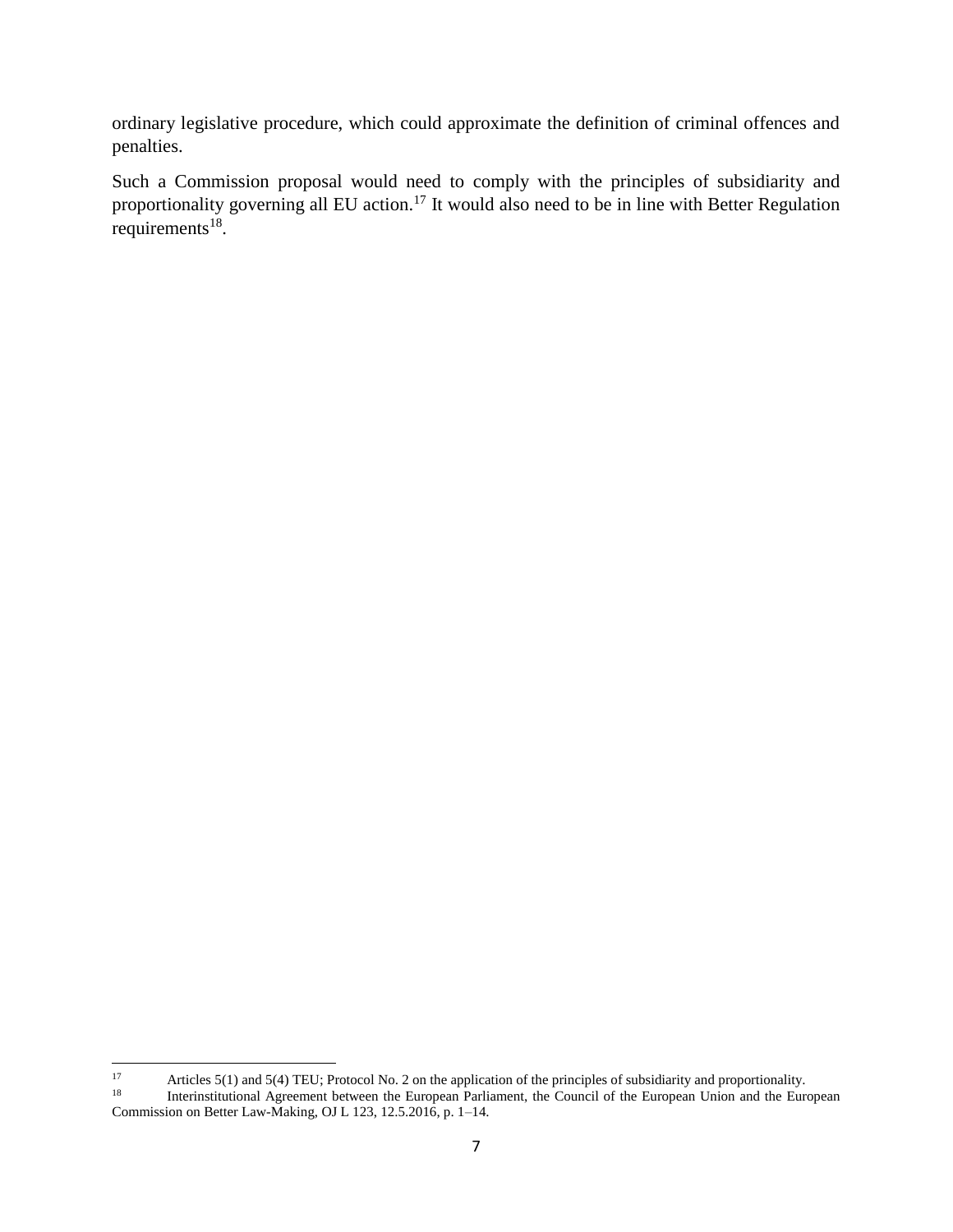ordinary legislative procedure, which could approximate the definition of criminal offences and penalties.

Such a Commission proposal would need to comply with the principles of subsidiarity and proportionality governing all EU action.[17] It would also need to be in line with Better Regulation requirements[18].

---

[17] Articles 5(1) and 5(4) TEU; Protocol No. 2 on the application of the principles of subsidiarity and proportionality.

[18] Interinstitutional Agreement between the European Parliament, the Council of the European Union and the European Commission on Better Law-Making, OJ L 123, 12.5.2016, p. 1–14.